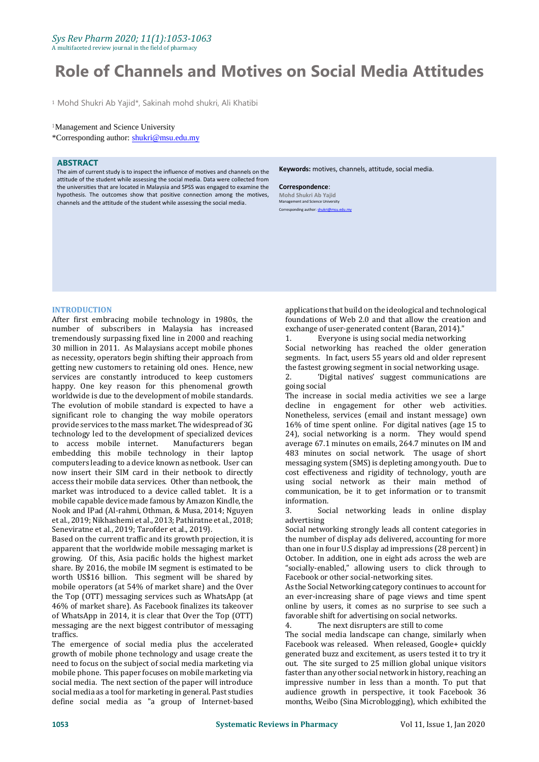# Role of Channels and Motives on Social Media Attitudes

[1] Mohd Shukri Ab Yajid*, Sakinah mohd shukri, Ali Khatibi

[1]Management and Science University
*Corresponding author: shukri@msu.edu.my

## ABSTRACT

The aim of current study is to inspect the influence of motives and channels on the attitude of the student while assessing the social media. Data were collected from the universities that are located in Malaysia and SPSS was engaged to examine the hypothesis. The outcomes show that positive connection among the motives, channels and the attitude of the student while assessing the social media.

**Keywords:** motives, channels, attitude, social media.

**Correspondence**:
**Mohd Shukri Ab Yajid**
Management and Science University
Corresponding author: shukri@msu.edu.my

## INTRODUCTION

After first embracing mobile technology in 1980s, the number of subscribers in Malaysia has increased tremendously surpassing fixed line in 2000 and reaching 30 million in 2011. As Malaysians accept mobile phones as necessity, operators begin shifting their approach from getting new customers to retaining old ones. Hence, new services are constantly introduced to keep customers happy. One key reason for this phenomenal growth worldwide is due to the development of mobile standards. The evolution of mobile standard is expected to have a significant role to changing the way mobile operators provide services to the mass market. The widespread of 3G technology led to the development of specialized devices to access mobile internet. Manufacturers began embedding this mobile technology in their laptop computers leading to a device known as netbook. User can now insert their SIM card in their netbook to directly access their mobile data services. Other than netbook, the market was introduced to a device called tablet. It is a mobile capable device made famous by Amazon Kindle, the Nook and IPad (Al-rahmi, Othman, & Musa, 2014; Nguyen et al., 2019; Nikhashemi et al., 2013; Pathiratne et al., 2018; Seneviratne et al., 2019; Tarofder et al., 2019).

Based on the current traffic and its growth projection, it is apparent that the worldwide mobile messaging market is growing. Of this, Asia pacific holds the highest market share. By 2016, the mobile IM segment is estimated to be worth US$16 billion. This segment will be shared by mobile operators (at 54% of market share) and the Over the Top (OTT) messaging services such as WhatsApp (at 46% of market share). As Facebook finalizes its takeover of WhatsApp in 2014, it is clear that Over the Top (OTT) messaging are the next biggest contributor of messaging traffics.

The emergence of social media plus the accelerated growth of mobile phone technology and usage create the need to focus on the subject of social media marketing via mobile phone. This paper focuses on mobile marketing via social media. The next section of the paper will introduce social media as a tool for marketing in general. Past studies define social media as "a group of Internet-based applications that build on the ideological and technological foundations of Web 2.0 and that allow the creation and exchange of user-generated content (Baran, 2014)."

1. Everyone is using social media networking

Social networking has reached the older generation segments. In fact, users 55 years old and older represent the fastest growing segment in social networking usage.

2. 'Digital natives' suggest communications are going social

The increase in social media activities we see a large decline in engagement for other web activities. Nonetheless, services (email and instant message) own 16% of time spent online. For digital natives (age 15 to 24), social networking is a norm. They would spend average 67.1 minutes on emails, 264.7 minutes on IM and 483 minutes on social network. The usage of short messaging system (SMS) is depleting among youth. Due to cost effectiveness and rigidity of technology, youth are using social network as their main method of communication, be it to get information or to transmit information.

3. Social networking leads in online display advertising

Social networking strongly leads all content categories in the number of display ads delivered, accounting for more than one in four U.S display ad impressions (28 percent) in October. In addition, one in eight ads across the web are "socially-enabled," allowing users to click through to Facebook or other social-networking sites.

As the Social Networking category continues to account for an ever-increasing share of page views and time spent online by users, it comes as no surprise to see such a favorable shift for advertising on social networks.

4. The next disrupters are still to come

The social media landscape can change, similarly when Facebook was released. When released, Google+ quickly generated buzz and excitement, as users tested it to try it out. The site surged to 25 million global unique visitors faster than any other social network in history, reaching an impressive number in less than a month. To put that audience growth in perspective, it took Facebook 36 months, Weibo (Sina Microblogging), which exhibited the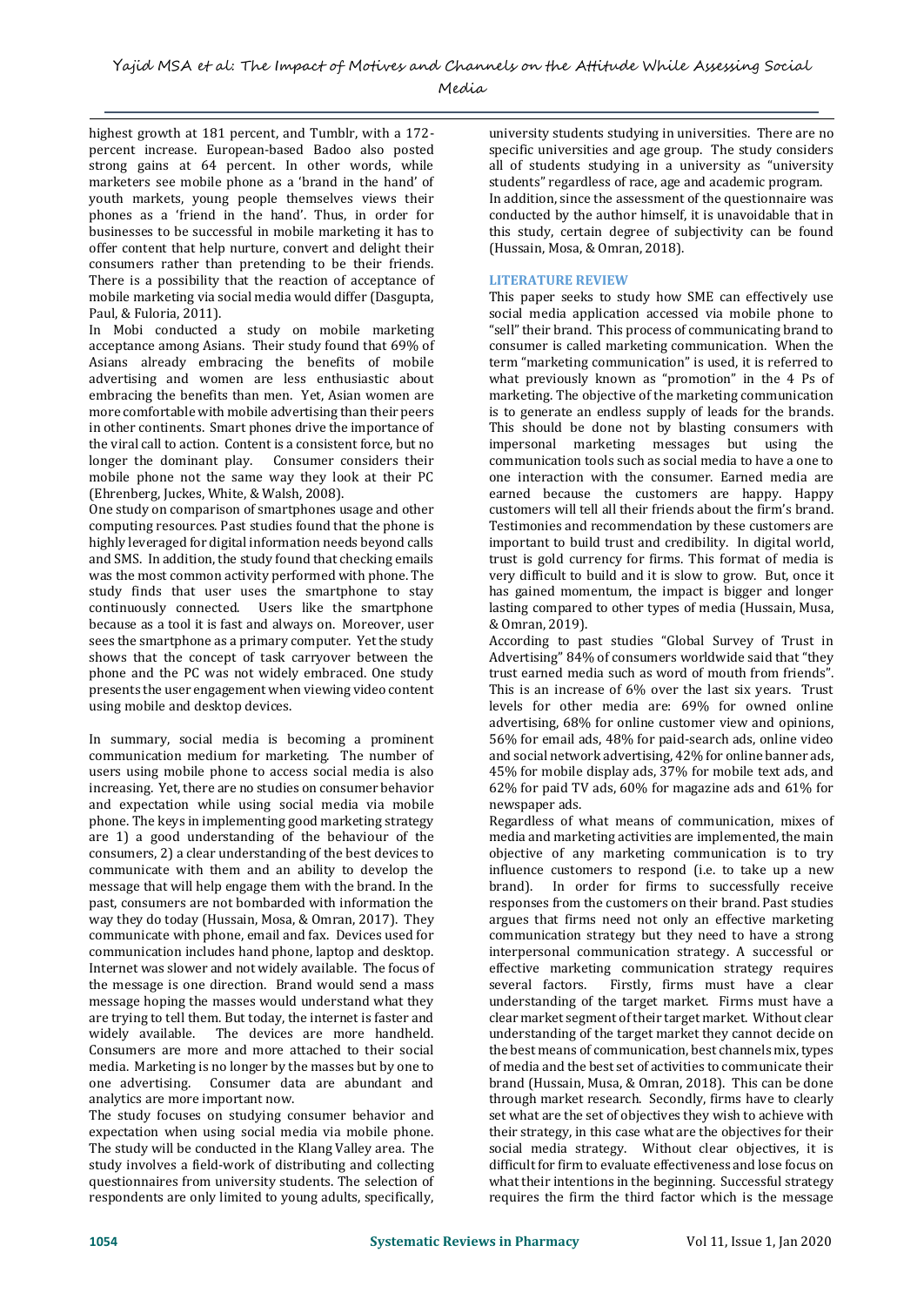highest growth at 181 percent, and Tumblr, with a 172-percent increase. European-based Badoo also posted strong gains at 64 percent. In other words, while marketers see mobile phone as a 'brand in the hand' of youth markets, young people themselves views their phones as a 'friend in the hand'. Thus, in order for businesses to be successful in mobile marketing it has to offer content that help nurture, convert and delight their consumers rather than pretending to be their friends. There is a possibility that the reaction of acceptance of mobile marketing via social media would differ (Dasgupta, Paul, & Fuloria, 2011).

In Mobi conducted a study on mobile marketing acceptance among Asians. Their study found that 69% of Asians already embracing the benefits of mobile advertising and women are less enthusiastic about embracing the benefits than men. Yet, Asian women are more comfortable with mobile advertising than their peers in other continents. Smart phones drive the importance of the viral call to action. Content is a consistent force, but no longer the dominant play. Consumer considers their mobile phone not the same way they look at their PC (Ehrenberg, Juckes, White, & Walsh, 2008).

One study on comparison of smartphones usage and other computing resources. Past studies found that the phone is highly leveraged for digital information needs beyond calls and SMS. In addition, the study found that checking emails was the most common activity performed with phone. The study finds that user uses the smartphone to stay continuously connected. Users like the smartphone because as a tool it is fast and always on. Moreover, user sees the smartphone as a primary computer. Yet the study shows that the concept of task carryover between the phone and the PC was not widely embraced. One study presents the user engagement when viewing video content using mobile and desktop devices.

In summary, social media is becoming a prominent communication medium for marketing. The number of users using mobile phone to access social media is also increasing. Yet, there are no studies on consumer behavior and expectation while using social media via mobile phone. The keys in implementing good marketing strategy are 1) a good understanding of the behaviour of the consumers, 2) a clear understanding of the best devices to communicate with them and an ability to develop the message that will help engage them with the brand. In the past, consumers are not bombarded with information the way they do today (Hussain, Mosa, & Omran, 2017). They communicate with phone, email and fax. Devices used for communication includes hand phone, laptop and desktop. Internet was slower and not widely available. The focus of the message is one direction. Brand would send a mass message hoping the masses would understand what they are trying to tell them. But today, the internet is faster and widely available. The devices are more handheld. Consumers are more and more attached to their social media. Marketing is no longer by the masses but by one to one advertising. Consumer data are abundant and analytics are more important now.

The study focuses on studying consumer behavior and expectation when using social media via mobile phone. The study will be conducted in the Klang Valley area. The study involves a field-work of distributing and collecting questionnaires from university students. The selection of respondents are only limited to young adults, specifically, university students studying in universities. There are no specific universities and age group. The study considers all of students studying in a university as "university students" regardless of race, age and academic program. In addition, since the assessment of the questionnaire was conducted by the author himself, it is unavoidable that in this study, certain degree of subjectivity can be found (Hussain, Mosa, & Omran, 2018).

## LITERATURE REVIEW

This paper seeks to study how SME can effectively use social media application accessed via mobile phone to "sell" their brand. This process of communicating brand to consumer is called marketing communication. When the term "marketing communication" is used, it is referred to what previously known as "promotion" in the 4 Ps of marketing. The objective of the marketing communication is to generate an endless supply of leads for the brands. This should be done not by blasting consumers with impersonal marketing messages but using the communication tools such as social media to have a one to one interaction with the consumer. Earned media are earned because the customers are happy. Happy customers will tell all their friends about the firm's brand. Testimonies and recommendation by these customers are important to build trust and credibility. In digital world, trust is gold currency for firms. This format of media is very difficult to build and it is slow to grow. But, once it has gained momentum, the impact is bigger and longer lasting compared to other types of media (Hussain, Musa, & Omran, 2019).

According to past studies "Global Survey of Trust in Advertising" 84% of consumers worldwide said that "they trust earned media such as word of mouth from friends". This is an increase of 6% over the last six years. Trust levels for other media are: 69% for owned online advertising, 68% for online customer view and opinions, 56% for email ads, 48% for paid-search ads, online video and social network advertising, 42% for online banner ads, 45% for mobile display ads, 37% for mobile text ads, and 62% for paid TV ads, 60% for magazine ads and 61% for newspaper ads.

Regardless of what means of communication, mixes of media and marketing activities are implemented, the main objective of any marketing communication is to try influence customers to respond (i.e. to take up a new brand). In order for firms to successfully receive responses from the customers on their brand. Past studies argues that firms need not only an effective marketing communication strategy but they need to have a strong interpersonal communication strategy. A successful or effective marketing communication strategy requires several factors. Firstly, firms must have a clear understanding of the target market. Firms must have a clear market segment of their target market. Without clear understanding of the target market they cannot decide on the best means of communication, best channels mix, types of media and the best set of activities to communicate their brand (Hussain, Musa, & Omran, 2018). This can be done through market research. Secondly, firms have to clearly set what are the set of objectives they wish to achieve with their strategy, in this case what are the objectives for their social media strategy. Without clear objectives, it is difficult for firm to evaluate effectiveness and lose focus on what their intentions in the beginning. Successful strategy requires the firm the third factor which is the message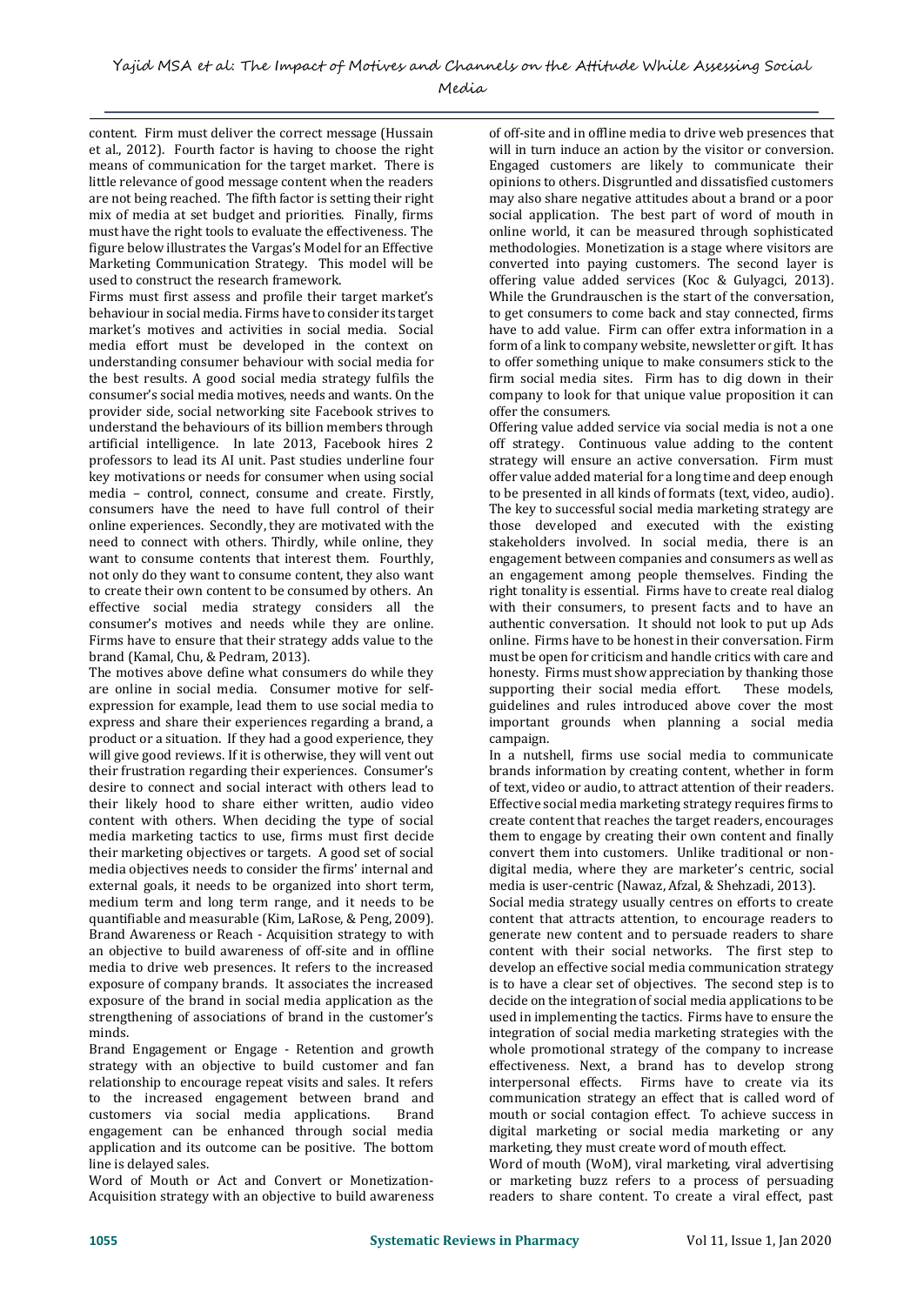content. Firm must deliver the correct message (Hussain et al., 2012). Fourth factor is having to choose the right means of communication for the target market. There is little relevance of good message content when the readers are not being reached. The fifth factor is setting their right mix of media at set budget and priorities. Finally, firms must have the right tools to evaluate the effectiveness. The figure below illustrates the Vargas's Model for an Effective Marketing Communication Strategy. This model will be used to construct the research framework.

Firms must first assess and profile their target market's behaviour in social media. Firms have to consider its target market's motives and activities in social media. Social media effort must be developed in the context on understanding consumer behaviour with social media for the best results. A good social media strategy fulfils the consumer's social media motives, needs and wants. On the provider side, social networking site Facebook strives to understand the behaviours of its billion members through artificial intelligence. In late 2013, Facebook hires 2 professors to lead its AI unit. Past studies underline four key motivations or needs for consumer when using social media – control, connect, consume and create. Firstly, consumers have the need to have full control of their online experiences. Secondly, they are motivated with the need to connect with others. Thirdly, while online, they want to consume contents that interest them. Fourthly, not only do they want to consume content, they also want to create their own content to be consumed by others. An effective social media strategy considers all the consumer's motives and needs while they are online. Firms have to ensure that their strategy adds value to the brand (Kamal, Chu, & Pedram, 2013).

The motives above define what consumers do while they are online in social media. Consumer motive for self-expression for example, lead them to use social media to express and share their experiences regarding a brand, a product or a situation. If they had a good experience, they will give good reviews. If it is otherwise, they will vent out their frustration regarding their experiences. Consumer's desire to connect and social interact with others lead to their likely hood to share either written, audio video content with others. When deciding the type of social media marketing tactics to use, firms must first decide their marketing objectives or targets. A good set of social media objectives needs to consider the firms' internal and external goals, it needs to be organized into short term, medium term and long term range, and it needs to be quantifiable and measurable (Kim, LaRose, & Peng, 2009).

Brand Awareness or Reach - Acquisition strategy to with an objective to build awareness of off-site and in offline media to drive web presences. It refers to the increased exposure of company brands. It associates the increased exposure of the brand in social media application as the strengthening of associations of brand in the customer's minds.

Brand Engagement or Engage - Retention and growth strategy with an objective to build customer and fan relationship to encourage repeat visits and sales. It refers to the increased engagement between brand and customers via social media applications. Brand engagement can be enhanced through social media application and its outcome can be positive. The bottom line is delayed sales.

Word of Mouth or Act and Convert or Monetization-Acquisition strategy with an objective to build awareness of off-site and in offline media to drive web presences that will in turn induce an action by the visitor or conversion. Engaged customers are likely to communicate their opinions to others. Disgruntled and dissatisfied customers may also share negative attitudes about a brand or a poor social application. The best part of word of mouth in online world, it can be measured through sophisticated methodologies. Monetization is a stage where visitors are converted into paying customers. The second layer is offering value added services (Koc & Gulyagci, 2013). While the Grundrauschen is the start of the conversation, to get consumers to come back and stay connected, firms have to add value. Firm can offer extra information in a form of a link to company website, newsletter or gift. It has to offer something unique to make consumers stick to the firm social media sites. Firm has to dig down in their company to look for that unique value proposition it can offer the consumers.

Offering value added service via social media is not a one off strategy. Continuous value adding to the content strategy will ensure an active conversation. Firm must offer value added material for a long time and deep enough to be presented in all kinds of formats (text, video, audio). The key to successful social media marketing strategy are those developed and executed with the existing stakeholders involved. In social media, there is an engagement between companies and consumers as well as an engagement among people themselves. Finding the right tonality is essential. Firms have to create real dialog with their consumers, to present facts and to have an authentic conversation. It should not look to put up Ads online. Firms have to be honest in their conversation. Firm must be open for criticism and handle critics with care and honesty. Firms must show appreciation by thanking those supporting their social media effort. These models, guidelines and rules introduced above cover the most important grounds when planning a social media campaign.

In a nutshell, firms use social media to communicate brands information by creating content, whether in form of text, video or audio, to attract attention of their readers. Effective social media marketing strategy requires firms to create content that reaches the target readers, encourages them to engage by creating their own content and finally convert them into customers. Unlike traditional or non-digital media, where they are marketer's centric, social media is user-centric (Nawaz, Afzal, & Shehzadi, 2013).

Social media strategy usually centres on efforts to create content that attracts attention, to encourage readers to generate new content and to persuade readers to share content with their social networks. The first step to develop an effective social media communication strategy is to have a clear set of objectives. The second step is to decide on the integration of social media applications to be used in implementing the tactics. Firms have to ensure the integration of social media marketing strategies with the whole promotional strategy of the company to increase effectiveness. Next, a brand has to develop strong interpersonal effects. Firms have to create via its communication strategy an effect that is called word of mouth or social contagion effect. To achieve success in digital marketing or social media marketing or any marketing, they must create word of mouth effect.

Word of mouth (WoM), viral marketing, viral advertising or marketing buzz refers to a process of persuading readers to share content. To create a viral effect, past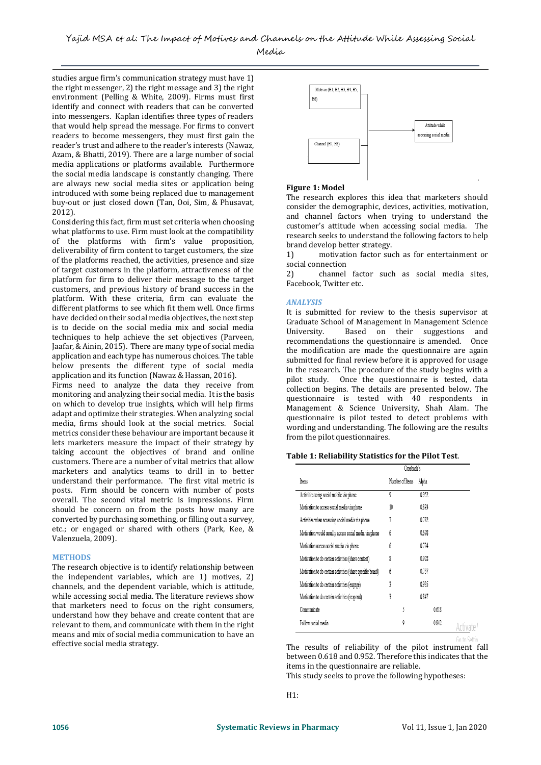studies argue firm's communication strategy must have 1) the right messenger, 2) the right message and 3) the right environment (Pelling & White, 2009). Firms must first identify and connect with readers that can be converted into messengers. Kaplan identifies three types of readers that would help spread the message. For firms to convert readers to become messengers, they must first gain the reader's trust and adhere to the reader's interests (Nawaz, Azam, & Bhatti, 2019). There are a large number of social media applications or platforms available. Furthermore the social media landscape is constantly changing. There are always new social media sites or application being introduced with some being replaced due to management buy-out or just closed down (Tan, Ooi, Sim, & Phusavat, 2012).

Considering this fact, firm must set criteria when choosing what platforms to use. Firm must look at the compatibility of the platforms with firm's value proposition, deliverability of firm content to target customers, the size of the platforms reached, the activities, presence and size of target customers in the platform, attractiveness of the platform for firm to deliver their message to the target customers, and previous history of brand success in the platform. With these criteria, firm can evaluate the different platforms to see which fit them well. Once firms have decided on their social media objectives, the next step is to decide on the social media mix and social media techniques to help achieve the set objectives (Parveen, Jaafar, & Ainin, 2015). There are many type of social media application and each type has numerous choices. The table below presents the different type of social media application and its function (Nawaz & Hassan, 2016).

Firms need to analyze the data they receive from monitoring and analyzing their social media. It is the basis on which to develop true insights, which will help firms adapt and optimize their strategies. When analyzing social media, firms should look at the social metrics. Social metrics consider these behaviour are important because it lets marketers measure the impact of their strategy by taking account the objectives of brand and online customers. There are a number of vital metrics that allow marketers and analytics teams to drill in to better understand their performance. The first vital metric is posts. Firm should be concern with number of posts overall. The second vital metric is impressions. Firm should be concern on from the posts how many are converted by purchasing something, or filling out a survey, etc.; or engaged or shared with others (Park, Kee, & Valenzuela, 2009).

## METHODS

The research objective is to identify relationship between the independent variables, which are 1) motives, 2) channels, and the dependent variable, which is attitude, while accessing social media. The literature reviews show that marketers need to focus on the right consumers, understand how they behave and create content that are relevant to them, and communicate with them in the right means and mix of social media communication to have an effective social media strategy.

Motives (H1, H2, H3, H4, H5, H6) → Attitude while accessing social media

Channel (H7, H8) → Attitude while accessing social media

**Figure 1: Model**

The research explores this idea that marketers should consider the demographic, devices, activities, motivation, and channel factors when trying to understand the customer's attitude when accessing social media. The research seeks to understand the following factors to help brand develop better strategy.

1) motivation factor such as for entertainment or social connection
2) channel factor such as social media sites, Facebook, Twitter etc.

## ANALYSIS

It is submitted for review to the thesis supervisor at Graduate School of Management in Management Science University. Based on their suggestions and recommendations the questionnaire is amended. Once the modification are made the questionnaire are again submitted for final review before it is approved for usage in the research. The procedure of the study begins with a pilot study. Once the questionnaire is tested, data collection begins. The details are presented below. The questionnaire is tested with 40 respondents in Management & Science University, Shah Alam. The questionnaire is pilot tested to detect problems with wording and understanding. The following are the results from the pilot questionnaires.

**Table 1: Reliability Statistics for the Pilot Test**.

| Items | Number of Items | Cronbach's Alpha |
|---|---|---|
| Activities using social mobile via phone | 9 | 0.952 |
| Motivation to access social media via phone | 10 | 0.893 |
| Activities when accessing social media via phone | 7 | 0.782 |
| Motivation would usually access social media via phone | 6 | 0.698 |
| Motivation access social media via phone | 6 | 0.724 |
| Motivation to do certain activities (share content) | 8 | 0.928 |
| Motivation to do certain activities (share specific brand) | 6 | 0.757 |
| Motivation to do certain activities (engage) | 3 | 0.935 |
| Motivation to do certain activities (respond) | 3 | 0.847 |
| Communicate | 5 | 0.618 |
| Follow social media | 9 | 0.842 |

The results of reliability of the pilot instrument fall between 0.618 and 0.952. Therefore this indicates that the items in the questionnaire are reliable.

This study seeks to prove the following hypotheses:

H1: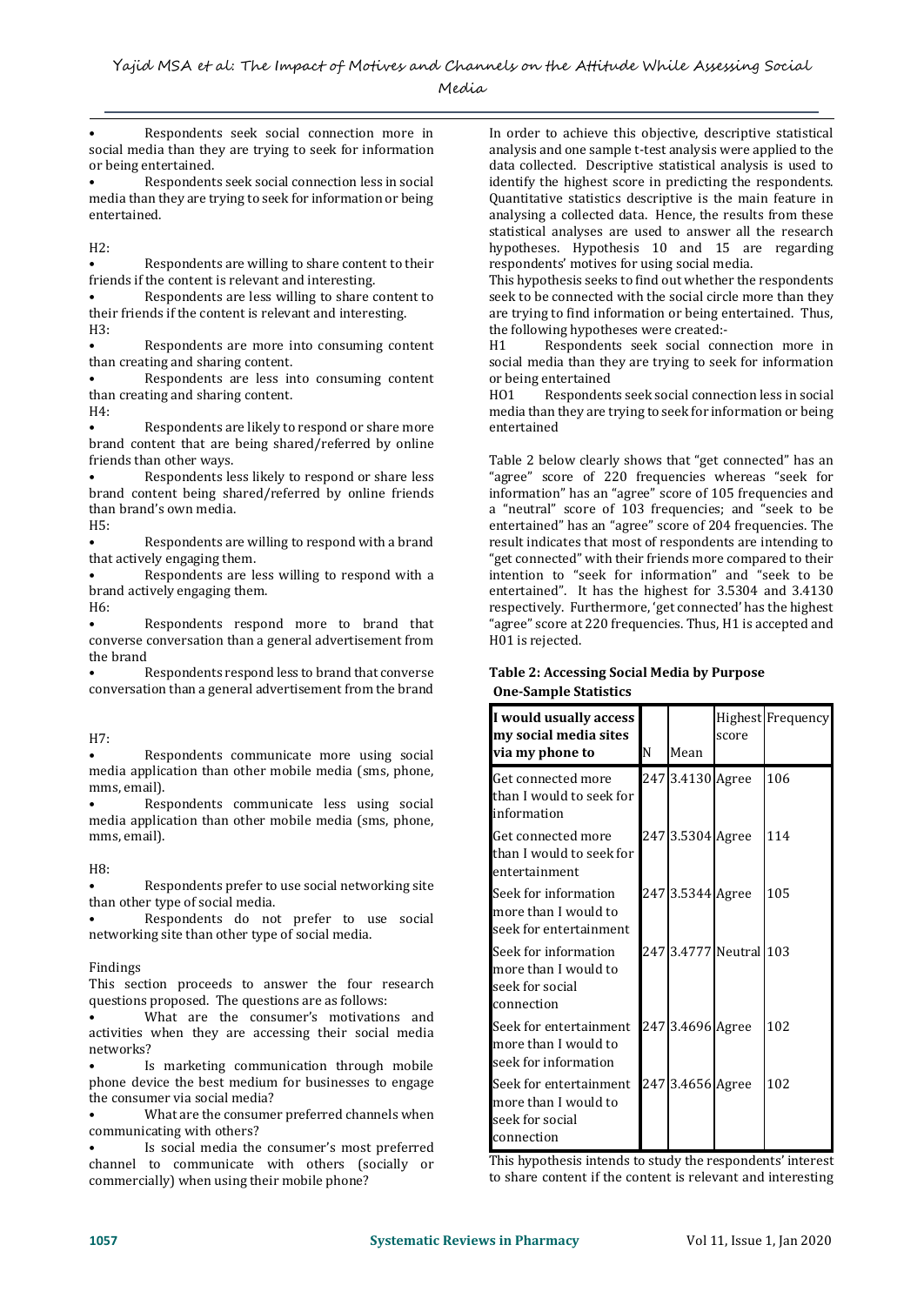- Respondents seek social connection more in social media than they are trying to seek for information or being entertained.
- Respondents seek social connection less in social media than they are trying to seek for information or being entertained.

H2:

- Respondents are willing to share content to their friends if the content is relevant and interesting.
- Respondents are less willing to share content to their friends if the content is relevant and interesting.

H3:

- Respondents are more into consuming content than creating and sharing content.
- Respondents are less into consuming content than creating and sharing content.

H4:

- Respondents are likely to respond or share more brand content that are being shared/referred by online friends than other ways.
- Respondents less likely to respond or share less brand content being shared/referred by online friends than brand's own media.

H5:

- Respondents are willing to respond with a brand that actively engaging them.
- Respondents are less willing to respond with a brand actively engaging them.

H6:

- Respondents respond more to brand that converse conversation than a general advertisement from the brand
- Respondents respond less to brand that converse conversation than a general advertisement from the brand

H7:

- Respondents communicate more using social media application than other mobile media (sms, phone, mms, email).
- Respondents communicate less using social media application than other mobile media (sms, phone, mms, email).

H8:

- Respondents prefer to use social networking site than other type of social media.
- Respondents do not prefer to use social networking site than other type of social media.

Findings

This section proceeds to answer the four research questions proposed. The questions are as follows:

- What are the consumer's motivations and activities when they are accessing their social media networks?
- Is marketing communication through mobile phone device the best medium for businesses to engage the consumer via social media?
- What are the consumer preferred channels when communicating with others?
- Is social media the consumer's most preferred channel to communicate with others (socially or commercially) when using their mobile phone?

In order to achieve this objective, descriptive statistical analysis and one sample t-test analysis were applied to the data collected. Descriptive statistical analysis is used to identify the highest score in predicting the respondents. Quantitative statistics descriptive is the main feature in analysing a collected data. Hence, the results from these statistical analyses are used to answer all the research hypotheses. Hypothesis 10 and 15 are regarding respondents' motives for using social media.

This hypothesis seeks to find out whether the respondents seek to be connected with the social circle more than they are trying to find information or being entertained. Thus, the following hypotheses were created:-

H1 Respondents seek social connection more in social media than they are trying to seek for information or being entertained

H01 Respondents seek social connection less in social media than they are trying to seek for information or being entertained

Table 2 below clearly shows that "get connected" has an "agree" score of 220 frequencies whereas "seek for information" has an "agree" score of 105 frequencies and a "neutral" score of 103 frequencies; and "seek to be entertained" has an "agree" score of 204 frequencies. The result indicates that most of respondents are intending to "get connected" with their friends more compared to their intention to "seek for information" and "seek to be entertained". It has the highest for 3.5304 and 3.4130 respectively. Furthermore, 'get connected' has the highest "agree" score at 220 frequencies. Thus, H1 is accepted and H01 is rejected.

**Table 2: Accessing Social Media by Purpose**

**One-Sample Statistics**

| **I would usually access my social media sites via my phone to** | N | Mean | Highest score | Frequency |
|---|---|---|---|---|
| Get connected more than I would to seek for information | 247 | 3.4130 | Agree | 106 |
| Get connected more than I would to seek for entertainment | 247 | 3.5304 | Agree | 114 |
| Seek for information more than I would to seek for entertainment | 247 | 3.5344 | Agree | 105 |
| Seek for information more than I would to seek for social connection | 247 | 3.4777 | Neutral | 103 |
| Seek for entertainment more than I would to seek for information | 247 | 3.4696 | Agree | 102 |
| Seek for entertainment more than I would to seek for social connection | 247 | 3.4656 | Agree | 102 |

This hypothesis intends to study the respondents' interest to share content if the content is relevant and interesting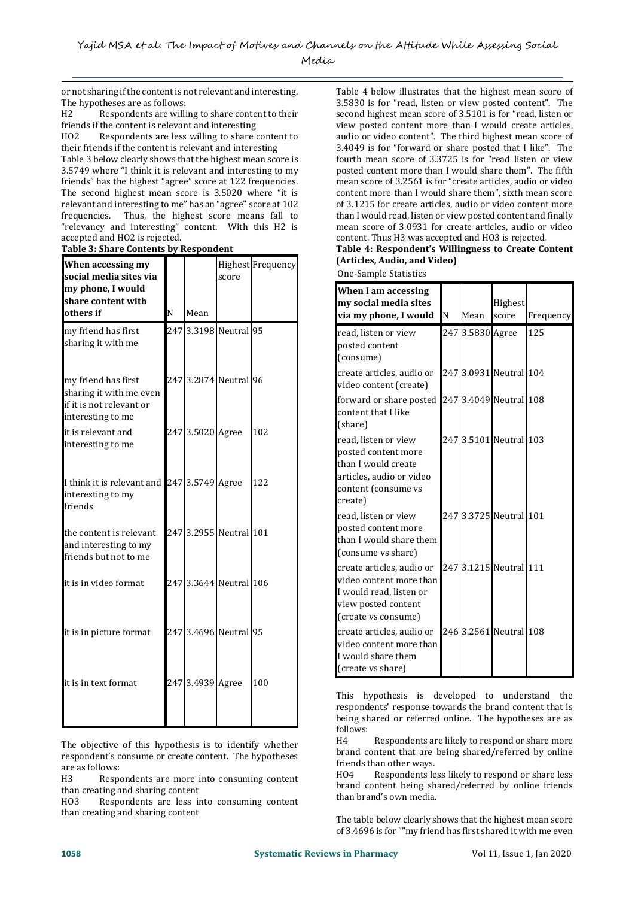or not sharing if the content is not relevant and interesting. The hypotheses are as follows:

H2 Respondents are willing to share content to their friends if the content is relevant and interesting

HO2 Respondents are less willing to share content to their friends if the content is relevant and interesting

Table 3 below clearly shows that the highest mean score is 3.5749 where "I think it is relevant and interesting to my friends" has the highest "agree" score at 122 frequencies. The second highest mean score is 3.5020 where "it is relevant and interesting to me" has an "agree" score at 102 frequencies. Thus, the highest score means fall to "relevancy and interesting" content. With this H2 is accepted and HO2 is rejected.

**Table 3: Share Contents by Respondent**

| When accessing my social media sites via my phone, I would share content with others if | N | Mean | Highest score | Frequency |
|---|---|---|---|---|
| my friend has first sharing it with me | 247 | 3.3198 | Neutral | 95 |
| my friend has first sharing it with me even if it is not relevant or interesting to me | 247 | 3.2874 | Neutral | 96 |
| it is relevant and interesting to me | 247 | 3.5020 | Agree | 102 |
| I think it is relevant and interesting to my friends | 247 | 3.5749 | Agree | 122 |
| the content is relevant and interesting to my friends but not to me | 247 | 3.2955 | Neutral | 101 |
| it is in video format | 247 | 3.3644 | Neutral | 106 |
| it is in picture format | 247 | 3.4696 | Neutral | 95 |
| it is in text format | 247 | 3.4939 | Agree | 100 |

The objective of this hypothesis is to identify whether respondent's consume or create content. The hypotheses are as follows:

H3 Respondents are more into consuming content than creating and sharing content

HO3 Respondents are less into consuming content than creating and sharing content

Table 4 below illustrates that the highest mean score of 3.5830 is for "read, listen or view posted content". The second highest mean score of 3.5101 is for "read, listen or view posted content more than I would create articles, audio or video content". The third highest mean score of 3.4049 is for "forward or share posted that I like". The fourth mean score of 3.3725 is for "read listen or view posted content more than I would share them". The fifth mean score of 3.2561 is for "create articles, audio or video content more than I would share them", sixth mean score of 3.1215 for create articles, audio or video content more than I would read, listen or view posted content and finally mean score of 3.0931 for create articles, audio or video content. Thus H3 was accepted and HO3 is rejected.

**Table 4: Respondent's Willingness to Create Content (Articles, Audio, and Video)**

One-Sample Statistics

| When I am accessing my social media sites via my phone, I would | N | Mean | Highest score | Frequency |
|---|---|---|---|---|
| read, listen or view posted content (consume) | 247 | 3.5830 | Agree | 125 |
| create articles, audio or video content (create) | 247 | 3.0931 | Neutral | 104 |
| forward or share posted content that I like (share) | 247 | 3.4049 | Neutral | 108 |
| read, listen or view posted content more than I would create articles, audio or video content (consume vs create) | 247 | 3.5101 | Neutral | 103 |
| read, listen or view posted content more than I would share them (consume vs share) | 247 | 3.3725 | Neutral | 101 |
| create articles, audio or video content more than I would read, listen or view posted content (create vs consume) | 247 | 3.1215 | Neutral | 111 |
| create articles, audio or video content more than I would share them (create vs share) | 246 | 3.2561 | Neutral | 108 |

This hypothesis is developed to understand the respondents' response towards the brand content that is being shared or referred online. The hypotheses are as follows:

H4 Respondents are likely to respond or share more brand content that are being shared/referred by online friends than other ways.

HO4 Respondents less likely to respond or share less brand content being shared/referred by online friends than brand's own media.

The table below clearly shows that the highest mean score of 3.4696 is for ""my friend has first shared it with me even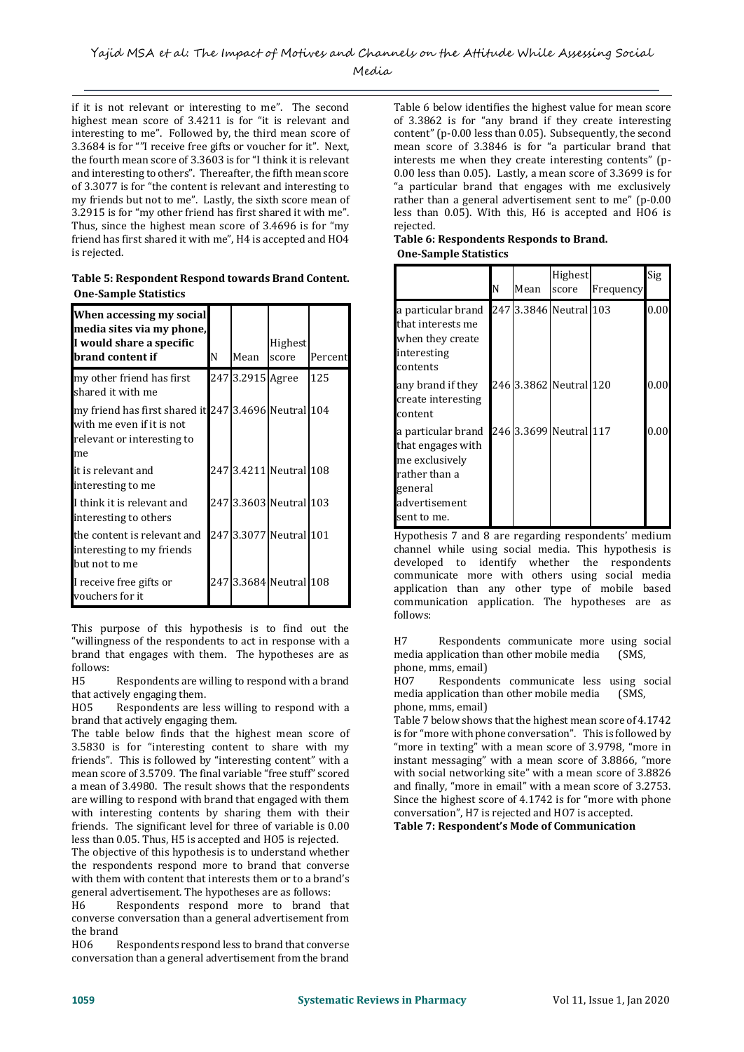if it is not relevant or interesting to me". The second highest mean score of 3.4211 is for "it is relevant and interesting to me". Followed by, the third mean score of 3.3684 is for ""I receive free gifts or voucher for it". Next, the fourth mean score of 3.3603 is for "I think it is relevant and interesting to others". Thereafter, the fifth mean score of 3.3077 is for "the content is relevant and interesting to my friends but not to me". Lastly, the sixth score mean of 3.2915 is for "my other friend has first shared it with me". Thus, since the highest mean score of 3.4696 is for "my friend has first shared it with me", H4 is accepted and HO4 is rejected.

**Table 5: Respondent Respond towards Brand Content.**
**One-Sample Statistics**

| When accessing my social media sites via my phone, I would share a specific brand content if | N | Mean | Highest score | Percent |
|---|---|---|---|---|
| my other friend has first shared it with me | 247 | 3.2915 | Agree | 125 |
| my friend has first shared it with me even if it is not relevant or interesting to me | 247 | 3.4696 | Neutral | 104 |
| it is relevant and interesting to me | 247 | 3.4211 | Neutral | 108 |
| I think it is relevant and interesting to others | 247 | 3.3603 | Neutral | 103 |
| the content is relevant and interesting to my friends but not to me | 247 | 3.3077 | Neutral | 101 |
| I receive free gifts or vouchers for it | 247 | 3.3684 | Neutral | 108 |

This purpose of this hypothesis is to find out the "willingness of the respondents to act in response with a brand that engages with them. The hypotheses are as follows:

H5 Respondents are willing to respond with a brand that actively engaging them.

HO5 Respondents are less willing to respond with a brand that actively engaging them.

The table below finds that the highest mean score of 3.5830 is for "interesting content to share with my friends". This is followed by "interesting content" with a mean score of 3.5709. The final variable "free stuff" scored a mean of 3.4980. The result shows that the respondents are willing to respond with brand that engaged with them with interesting contents by sharing them with their friends. The significant level for three of variable is 0.00 less than 0.05. Thus, H5 is accepted and HO5 is rejected.

The objective of this hypothesis is to understand whether the respondents respond more to brand that converse with them with content that interests them or to a brand's general advertisement. The hypotheses are as follows:

H6 Respondents respond more to brand that converse conversation than a general advertisement from the brand

HO6 Respondents respond less to brand that converse conversation than a general advertisement from the brand

Table 6 below identifies the highest value for mean score of 3.3862 is for "any brand if they create interesting content" (p-0.00 less than 0.05). Subsequently, the second mean score of 3.3846 is for "a particular brand that interests me when they create interesting contents" (p-0.00 less than 0.05). Lastly, a mean score of 3.3699 is for "a particular brand that engages with me exclusively rather than a general advertisement sent to me" (p-0.00 less than 0.05). With this, H6 is accepted and HO6 is rejected.

**Table 6: Respondents Responds to Brand.**
**One-Sample Statistics**

| | N | Mean | Highest score | Frequency | Sig |
|---|---|---|---|---|---|
| a particular brand that interests me when they create interesting contents | 247 | 3.3846 | Neutral | 103 | 0.00 |
| any brand if they create interesting content | 246 | 3.3862 | Neutral | 120 | 0.00 |
| a particular brand that engages with me exclusively rather than a general advertisement sent to me. | 246 | 3.3699 | Neutral | 117 | 0.00 |

Hypothesis 7 and 8 are regarding respondents' medium channel while using social media. This hypothesis is developed to identify whether the respondents communicate more with others using social media application than any other type of mobile based communication application. The hypotheses are as follows:

H7 Respondents communicate more using social media application than other mobile media (SMS, phone, mms, email)

HO7 Respondents communicate less using social media application than other mobile media (SMS, phone, mms, email)

Table 7 below shows that the highest mean score of 4.1742 is for "more with phone conversation". This is followed by "more in texting" with a mean score of 3.9798, "more in instant messaging" with a mean score of 3.8866, "more with social networking site" with a mean score of 3.8826 and finally, "more in email" with a mean score of 3.2753. Since the highest score of 4.1742 is for "more with phone conversation", H7 is rejected and HO7 is accepted.

**Table 7: Respondent's Mode of Communication**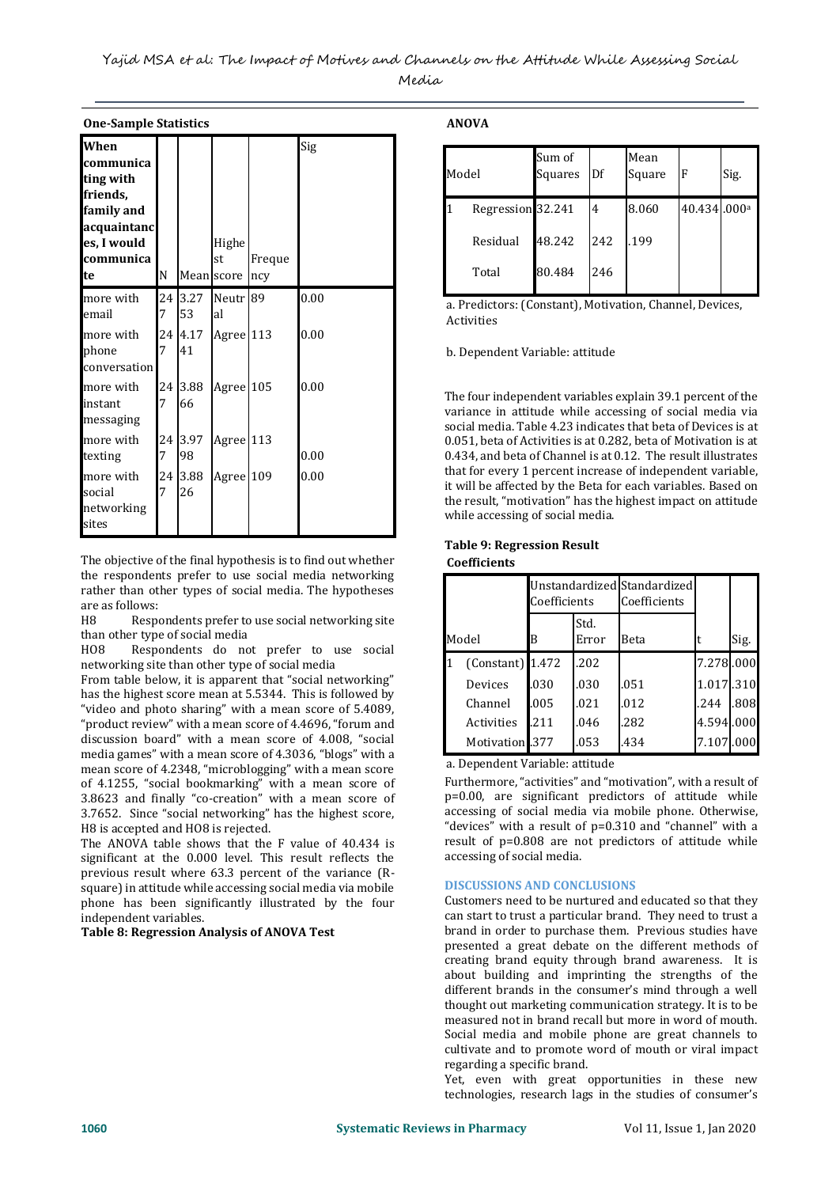**One-Sample Statistics**

| When communicating with friends, family and acquaintances, I would communicate | N | Mean | Highest score | Frequency | Sig |
|---|---|---|---|---|---|
| more with email | 247 | 3.2753 | Neutral | 89 | 0.00 |
| more with phone conversation | 247 | 4.1741 | Agree | 113 | 0.00 |
| more with instant messaging | 247 | 3.8866 | Agree | 105 | 0.00 |
| more with texting | 247 | 3.9798 | Agree | 113 | 0.00 |
| more with social networking sites | 247 | 3.8826 | Agree | 109 | 0.00 |

The objective of the final hypothesis is to find out whether the respondents prefer to use social media networking rather than other types of social media. The hypotheses are as follows:

H8 Respondents prefer to use social networking site than other type of social media

HO8 Respondents do not prefer to use social networking site than other type of social media

From table below, it is apparent that "social networking" has the highest score mean at 5.5344. This is followed by "video and photo sharing" with a mean score of 5.4089, "product review" with a mean score of 4.4696, "forum and discussion board" with a mean score of 4.008, "social media games" with a mean score of 4.3036, "blogs" with a mean score of 4.2348, "microblogging" with a mean score of 4.1255, "social bookmarking" with a mean score of 3.8623 and finally "co-creation" with a mean score of 3.7652. Since "social networking" has the highest score, H8 is accepted and HO8 is rejected.

The ANOVA table shows that the F value of 40.434 is significant at the 0.000 level. This result reflects the previous result where 63.3 percent of the variance (R-square) in attitude while accessing social media via mobile phone has been significantly illustrated by the four independent variables.

**Table 8: Regression Analysis of ANOVA Test**

**ANOVA**

| Model | | Sum of Squares | Df | Mean Square | F | Sig. |
|---|---|---|---|---|---|---|
| 1 | Regression | 32.241 | 4 | 8.060 | 40.434 | .000[a] |
| | Residual | 48.242 | 242 | .199 | | |
| | Total | 80.484 | 246 | | | |

a. Predictors: (Constant), Motivation, Channel, Devices, Activities

b. Dependent Variable: attitude

The four independent variables explain 39.1 percent of the variance in attitude while accessing of social media via social media. Table 4.23 indicates that beta of Devices is at 0.051, beta of Activities is at 0.282, beta of Motivation is at 0.434, and beta of Channel is at 0.12. The result illustrates that for every 1 percent increase of independent variable, it will be affected by the Beta for each variables. Based on the result, "motivation" has the highest impact on attitude while accessing of social media.

**Table 9: Regression Result**

**Coefficients**

| Model | | Unstandardized Coefficients | | Standardized Coefficients | | |
|---|---|---|---|---|---|---|
| | | B | Std. Error | Beta | t | Sig. |
| 1 | (Constant) | 1.472 | .202 | | 7.278 | .000 |
| | Devices | .030 | .030 | .051 | 1.017 | .310 |
| | Channel | .005 | .021 | .012 | .244 | .808 |
| | Activities | .211 | .046 | .282 | 4.594 | .000 |
| | Motivation | .377 | .053 | .434 | 7.107 | .000 |

a. Dependent Variable: attitude

Furthermore, "activities" and "motivation", with a result of p=0.00, are significant predictors of attitude while accessing of social media via mobile phone. Otherwise, "devices" with a result of p=0.310 and "channel" with a result of p=0.808 are not predictors of attitude while accessing of social media.

## DISCUSSIONS AND CONCLUSIONS

Customers need to be nurtured and educated so that they can start to trust a particular brand. They need to trust a brand in order to purchase them. Previous studies have presented a great debate on the different methods of creating brand equity through brand awareness. It is about building and imprinting the strengths of the different brands in the consumer's mind through a well thought out marketing communication strategy. It is to be measured not in brand recall but more in word of mouth. Social media and mobile phone are great channels to cultivate and to promote word of mouth or viral impact regarding a specific brand.

Yet, even with great opportunities in these new technologies, research lags in the studies of consumer's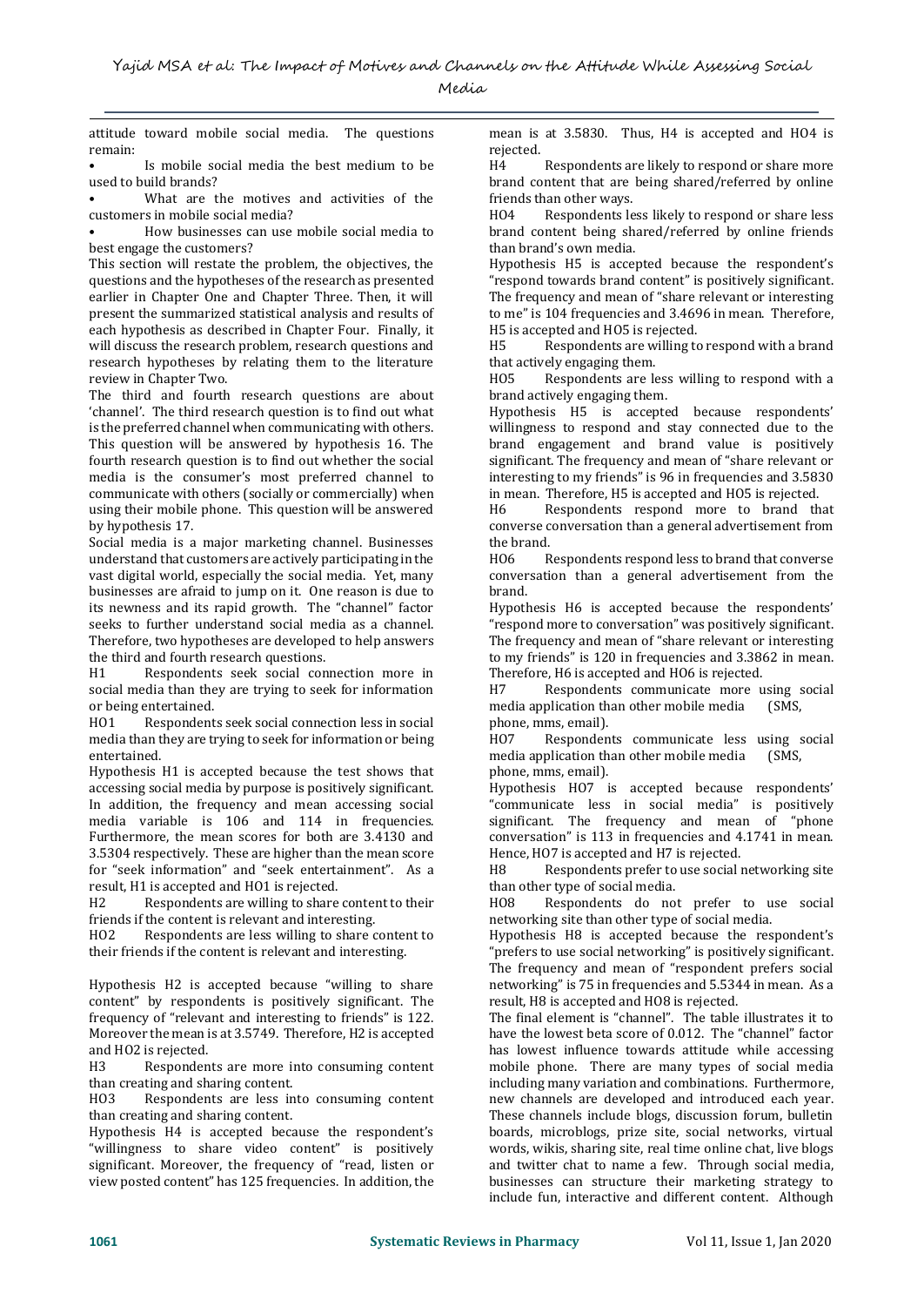attitude toward mobile social media. The questions remain:

- Is mobile social media the best medium to be used to build brands?
- What are the motives and activities of the customers in mobile social media?
- How businesses can use mobile social media to best engage the customers?

This section will restate the problem, the objectives, the questions and the hypotheses of the research as presented earlier in Chapter One and Chapter Three. Then, it will present the summarized statistical analysis and results of each hypothesis as described in Chapter Four. Finally, it will discuss the research problem, research questions and research hypotheses by relating them to the literature review in Chapter Two.

The third and fourth research questions are about 'channel'. The third research question is to find out what is the preferred channel when communicating with others. This question will be answered by hypothesis 16. The fourth research question is to find out whether the social media is the consumer's most preferred channel to communicate with others (socially or commercially) when using their mobile phone. This question will be answered by hypothesis 17.

Social media is a major marketing channel. Businesses understand that customers are actively participating in the vast digital world, especially the social media. Yet, many businesses are afraid to jump on it. One reason is due to its newness and its rapid growth. The "channel" factor seeks to further understand social media as a channel. Therefore, two hypotheses are developed to help answers the third and fourth research questions.

H1 Respondents seek social connection more in social media than they are trying to seek for information or being entertained.

HO1 Respondents seek social connection less in social media than they are trying to seek for information or being entertained.

Hypothesis H1 is accepted because the test shows that accessing social media by purpose is positively significant. In addition, the frequency and mean accessing social media variable is 106 and 114 in frequencies. Furthermore, the mean scores for both are 3.4130 and 3.5304 respectively. These are higher than the mean score for "seek information" and "seek entertainment". As a result, H1 is accepted and HO1 is rejected.

H2 Respondents are willing to share content to their friends if the content is relevant and interesting.

HO2 Respondents are less willing to share content to their friends if the content is relevant and interesting.

Hypothesis H2 is accepted because "willing to share content" by respondents is positively significant. The frequency of "relevant and interesting to friends" is 122. Moreover the mean is at 3.5749. Therefore, H2 is accepted and HO2 is rejected.

H3 Respondents are more into consuming content than creating and sharing content.

HO3 Respondents are less into consuming content than creating and sharing content.

Hypothesis H4 is accepted because the respondent's "willingness to share video content" is positively significant. Moreover, the frequency of "read, listen or view posted content" has 125 frequencies. In addition, the mean is at 3.5830. Thus, H4 is accepted and HO4 is rejected.

H4 Respondents are likely to respond or share more brand content that are being shared/referred by online friends than other ways.

HO4 Respondents less likely to respond or share less brand content being shared/referred by online friends than brand's own media.

Hypothesis H5 is accepted because the respondent's "respond towards brand content" is positively significant. The frequency and mean of "share relevant or interesting to me" is 104 frequencies and 3.4696 in mean. Therefore, H5 is accepted and HO5 is rejected.

H5 Respondents are willing to respond with a brand that actively engaging them.

HO5 Respondents are less willing to respond with a brand actively engaging them.

Hypothesis H5 is accepted because respondents' willingness to respond and stay connected due to the brand engagement and brand value is positively significant. The frequency and mean of "share relevant or interesting to my friends" is 96 in frequencies and 3.5830 in mean. Therefore, H5 is accepted and HO5 is rejected.

H6 Respondents respond more to brand that converse conversation than a general advertisement from the brand.

HO6 Respondents respond less to brand that converse conversation than a general advertisement from the brand.

Hypothesis H6 is accepted because the respondents' "respond more to conversation" was positively significant. The frequency and mean of "share relevant or interesting to my friends" is 120 in frequencies and 3.3862 in mean. Therefore, H6 is accepted and HO6 is rejected.

H7 Respondents communicate more using social media application than other mobile media (SMS, phone, mms, email).

HO7 Respondents communicate less using social media application than other mobile media (SMS, phone, mms, email).

Hypothesis HO7 is accepted because respondents' "communicate less in social media" is positively significant. The frequency and mean of "phone conversation" is 113 in frequencies and 4.1741 in mean. Hence, HO7 is accepted and H7 is rejected.

H8 Respondents prefer to use social networking site than other type of social media.

HO8 Respondents do not prefer to use social networking site than other type of social media.

Hypothesis H8 is accepted because the respondent's "prefers to use social networking" is positively significant. The frequency and mean of "respondent prefers social networking" is 75 in frequencies and 5.5344 in mean. As a result, H8 is accepted and HO8 is rejected.

The final element is "channel". The table illustrates it to have the lowest beta score of 0.012. The "channel" factor has lowest influence towards attitude while accessing mobile phone. There are many types of social media including many variation and combinations. Furthermore, new channels are developed and introduced each year. These channels include blogs, discussion forum, bulletin boards, microblogs, prize site, social networks, virtual words, wikis, sharing site, real time online chat, live blogs and twitter chat to name a few. Through social media, businesses can structure their marketing strategy to include fun, interactive and different content. Although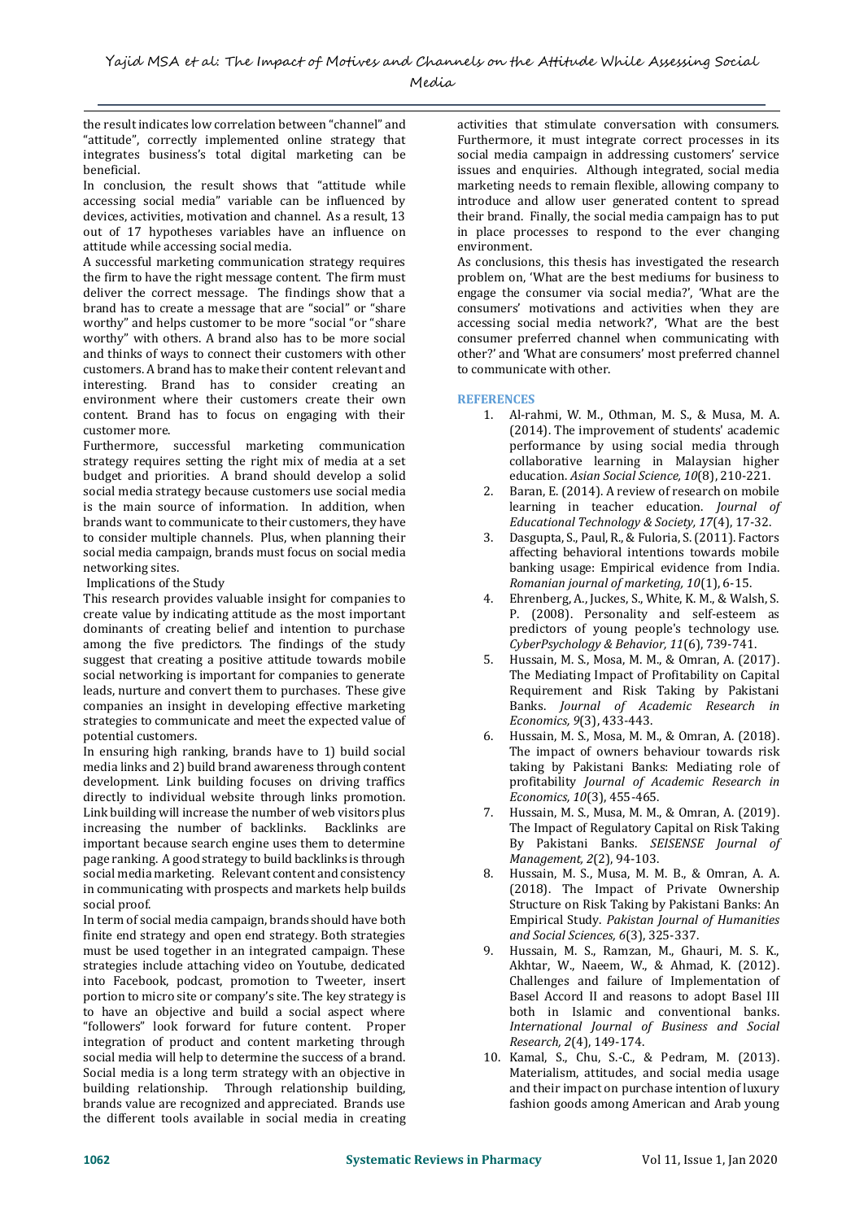the result indicates low correlation between "channel" and "attitude", correctly implemented online strategy that integrates business's total digital marketing can be beneficial.

In conclusion, the result shows that "attitude while accessing social media" variable can be influenced by devices, activities, motivation and channel. As a result, 13 out of 17 hypotheses variables have an influence on attitude while accessing social media.

A successful marketing communication strategy requires the firm to have the right message content. The firm must deliver the correct message. The findings show that a brand has to create a message that are "social" or "share worthy" and helps customer to be more "social "or "share worthy" with others. A brand also has to be more social and thinks of ways to connect their customers with other customers. A brand has to make their content relevant and interesting. Brand has to consider creating an environment where their customers create their own content. Brand has to focus on engaging with their customer more.

Furthermore, successful marketing communication strategy requires setting the right mix of media at a set budget and priorities. A brand should develop a solid social media strategy because customers use social media is the main source of information. In addition, when brands want to communicate to their customers, they have to consider multiple channels. Plus, when planning their social media campaign, brands must focus on social media networking sites.

Implications of the Study

This research provides valuable insight for companies to create value by indicating attitude as the most important dominants of creating belief and intention to purchase among the five predictors. The findings of the study suggest that creating a positive attitude towards mobile social networking is important for companies to generate leads, nurture and convert them to purchases. These give companies an insight in developing effective marketing strategies to communicate and meet the expected value of potential customers.

In ensuring high ranking, brands have to 1) build social media links and 2) build brand awareness through content development. Link building focuses on driving traffics directly to individual website through links promotion. Link building will increase the number of web visitors plus increasing the number of backlinks. Backlinks are important because search engine uses them to determine page ranking. A good strategy to build backlinks is through social media marketing. Relevant content and consistency in communicating with prospects and markets help builds social proof.

In term of social media campaign, brands should have both finite end strategy and open end strategy. Both strategies must be used together in an integrated campaign. These strategies include attaching video on Youtube, dedicated into Facebook, podcast, promotion to Tweeter, insert portion to micro site or company's site. The key strategy is to have an objective and build a social aspect where "followers" look forward for future content. Proper integration of product and content marketing through social media will help to determine the success of a brand. Social media is a long term strategy with an objective in building relationship. Through relationship building, brands value are recognized and appreciated. Brands use the different tools available in social media in creating activities that stimulate conversation with consumers. Furthermore, it must integrate correct processes in its social media campaign in addressing customers' service issues and enquiries. Although integrated, social media marketing needs to remain flexible, allowing company to introduce and allow user generated content to spread their brand. Finally, the social media campaign has to put in place processes to respond to the ever changing environment.

As conclusions, this thesis has investigated the research problem on, 'What are the best mediums for business to engage the consumer via social media?', 'What are the consumers' motivations and activities when they are accessing social media network?', 'What are the best consumer preferred channel when communicating with other?' and 'What are consumers' most preferred channel to communicate with other.

## REFERENCES

1. Al-rahmi, W. M., Othman, M. S., & Musa, M. A. (2014). The improvement of students' academic performance by using social media through collaborative learning in Malaysian higher education. *Asian Social Science, 10*(8), 210-221.
2. Baran, E. (2014). A review of research on mobile learning in teacher education. *Journal of Educational Technology & Society, 17*(4), 17-32.
3. Dasgupta, S., Paul, R., & Fuloria, S. (2011). Factors affecting behavioral intentions towards mobile banking usage: Empirical evidence from India. *Romanian journal of marketing, 10*(1), 6-15.
4. Ehrenberg, A., Juckes, S., White, K. M., & Walsh, S. P. (2008). Personality and self-esteem as predictors of young people's technology use. *CyberPsychology & Behavior, 11*(6), 739-741.
5. Hussain, M. S., Mosa, M. M., & Omran, A. (2017). The Mediating Impact of Profitability on Capital Requirement and Risk Taking by Pakistani Banks. *Journal of Academic Research in Economics, 9*(3), 433-443.
6. Hussain, M. S., Mosa, M. M., & Omran, A. (2018). The impact of owners behaviour towards risk taking by Pakistani Banks: Mediating role of profitability *Journal of Academic Research in Economics, 10*(3), 455-465.
7. Hussain, M. S., Musa, M. M., & Omran, A. (2019). The Impact of Regulatory Capital on Risk Taking By Pakistani Banks. *SEISENSE Journal of Management, 2*(2), 94-103.
8. Hussain, M. S., Musa, M. M. B., & Omran, A. A. (2018). The Impact of Private Ownership Structure on Risk Taking by Pakistani Banks: An Empirical Study. *Pakistan Journal of Humanities and Social Sciences, 6*(3), 325-337.
9. Hussain, M. S., Ramzan, M., Ghauri, M. S. K., Akhtar, W., Naeem, W., & Ahmad, K. (2012). Challenges and failure of Implementation of Basel Accord II and reasons to adopt Basel III both in Islamic and conventional banks. *International Journal of Business and Social Research, 2*(4), 149-174.
10. Kamal, S., Chu, S.-C., & Pedram, M. (2013). Materialism, attitudes, and social media usage and their impact on purchase intention of luxury fashion goods among American and Arab young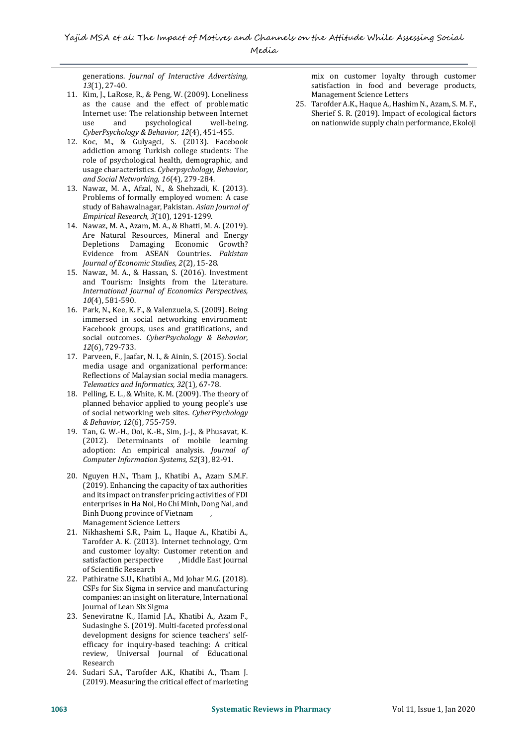generations. *Journal of Interactive Advertising, 13*(1), 27-40.

11. Kim, J., LaRose, R., & Peng, W. (2009). Loneliness as the cause and the effect of problematic Internet use: The relationship between Internet use and psychological well-being. *CyberPsychology & Behavior, 12*(4), 451-455.
12. Koc, M., & Gulyagci, S. (2013). Facebook addiction among Turkish college students: The role of psychological health, demographic, and usage characteristics. *Cyberpsychology, Behavior, and Social Networking, 16*(4), 279-284.
13. Nawaz, M. A., Afzal, N., & Shehzadi, K. (2013). Problems of formally employed women: A case study of Bahawalnagar, Pakistan. *Asian Journal of Empirical Research, 3*(10), 1291-1299.
14. Nawaz, M. A., Azam, M. A., & Bhatti, M. A. (2019). Are Natural Resources, Mineral and Energy Depletions Damaging Economic Growth? Evidence from ASEAN Countries. *Pakistan Journal of Economic Studies, 2*(2), 15-28.
15. Nawaz, M. A., & Hassan, S. (2016). Investment and Tourism: Insights from the Literature. *International Journal of Economics Perspectives, 10*(4), 581-590.
16. Park, N., Kee, K. F., & Valenzuela, S. (2009). Being immersed in social networking environment: Facebook groups, uses and gratifications, and social outcomes. *CyberPsychology & Behavior, 12*(6), 729-733.
17. Parveen, F., Jaafar, N. I., & Ainin, S. (2015). Social media usage and organizational performance: Reflections of Malaysian social media managers. *Telematics and Informatics, 32*(1), 67-78.
18. Pelling, E. L., & White, K. M. (2009). The theory of planned behavior applied to young people's use of social networking web sites. *CyberPsychology & Behavior, 12*(6), 755-759.
19. Tan, G. W.-H., Ooi, K.-B., Sim, J.-J., & Phusavat, K. (2012). Determinants of mobile learning adoption: An empirical analysis. *Journal of Computer Information Systems, 52*(3), 82-91.
20. Nguyen H.N., Tham J., Khatibi A., Azam S.M.F. (2019). Enhancing the capacity of tax authorities and its impact on transfer pricing activities of FDI enterprises in Ha Noi, Ho Chi Minh, Dong Nai, and Binh Duong province of Vietnam , Management Science Letters
21. Nikhashemi S.R., Paim L., Haque A., Khatibi A., Tarofder A. K. (2013). Internet technology, Crm and customer loyalty: Customer retention and satisfaction perspective , Middle East Journal of Scientific Research
22. Pathiratne S.U., Khatibi A., Md Johar M.G. (2018). CSFs for Six Sigma in service and manufacturing companies: an insight on literature, International Journal of Lean Six Sigma
23. Seneviratne K., Hamid J.A., Khatibi A., Azam F., Sudasinghe S. (2019). Multi-faceted professional development designs for science teachers' self-efficacy for inquiry-based teaching: A critical review, Universal Journal of Educational Research
24. Sudari S.A., Tarofder A.K., Khatibi A., Tham J. (2019). Measuring the critical effect of marketing mix on customer loyalty through customer satisfaction in food and beverage products, Management Science Letters
25. Tarofder A.K., Haque A., Hashim N., Azam, S. M. F., Sherief S. R. (2019). Impact of ecological factors on nationwide supply chain performance, Ekoloji